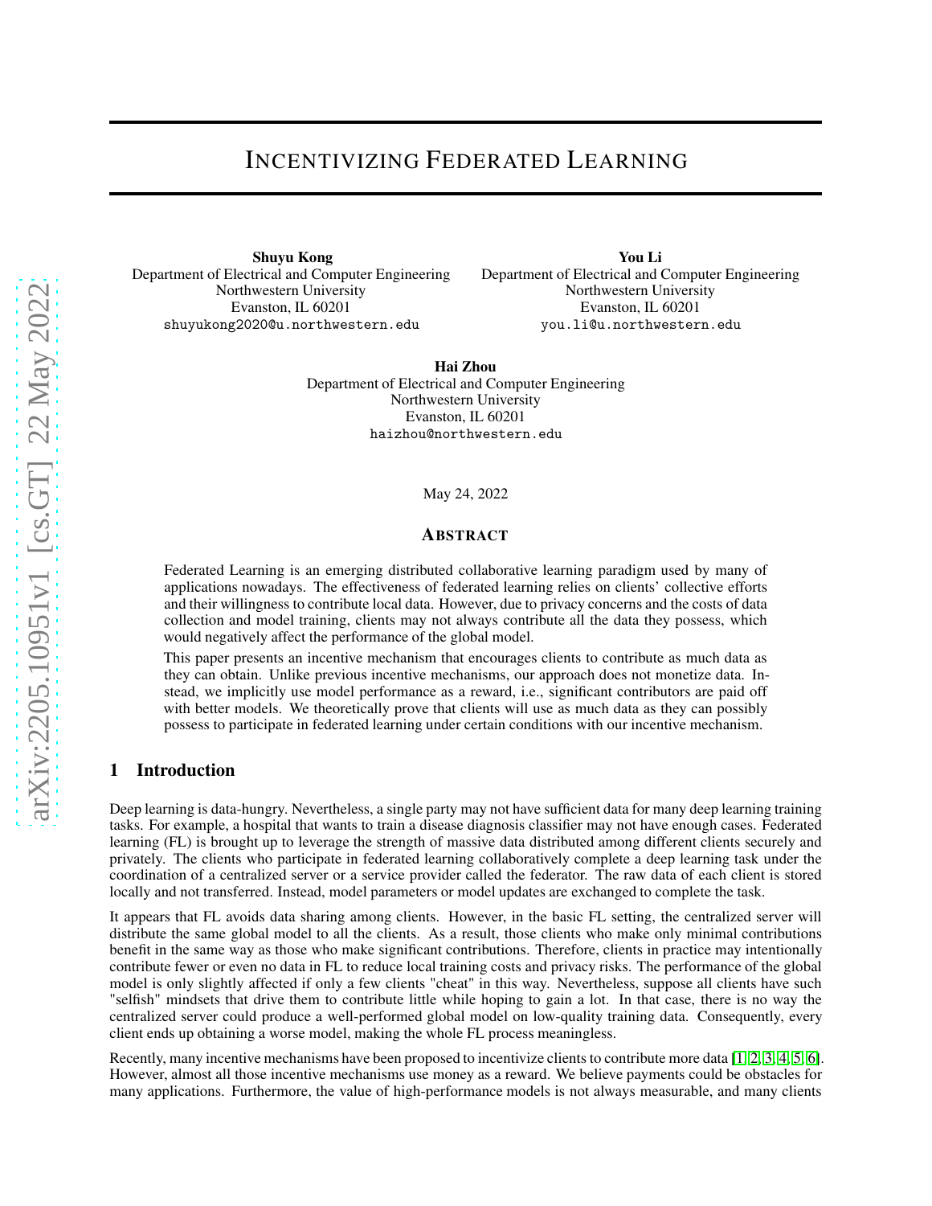# INCENTIVIZING FEDERATED LEARNING

**Shuyu Kong**
Department of Electrical and Computer Engineering
Northwestern University
Evanston, IL 60201
shuyukong2020@u.northwestern.edu

**You Li**
Department of Electrical and Computer Engineering
Northwestern University
Evanston, IL 60201
you.li@u.northwestern.edu

**Hai Zhou**
Department of Electrical and Computer Engineering
Northwestern University
Evanston, IL 60201
haizhou@northwestern.edu

May 24, 2022

## ABSTRACT

Federated Learning is an emerging distributed collaborative learning paradigm used by many of applications nowadays. The effectiveness of federated learning relies on clients' collective efforts and their willingness to contribute local data. However, due to privacy concerns and the costs of data collection and model training, clients may not always contribute all the data they possess, which would negatively affect the performance of the global model.

This paper presents an incentive mechanism that encourages clients to contribute as much data as they can obtain. Unlike previous incentive mechanisms, our approach does not monetize data. Instead, we implicitly use model performance as a reward, i.e., significant contributors are paid off with better models. We theoretically prove that clients will use as much data as they can possibly possess to participate in federated learning under certain conditions with our incentive mechanism.

## 1 Introduction

Deep learning is data-hungry. Nevertheless, a single party may not have sufficient data for many deep learning training tasks. For example, a hospital that wants to train a disease diagnosis classifier may not have enough cases. Federated learning (FL) is brought up to leverage the strength of massive data distributed among different clients securely and privately. The clients who participate in federated learning collaboratively complete a deep learning task under the coordination of a centralized server or a service provider called the federator. The raw data of each client is stored locally and not transferred. Instead, model parameters or model updates are exchanged to complete the task.

It appears that FL avoids data sharing among clients. However, in the basic FL setting, the centralized server will distribute the same global model to all the clients. As a result, those clients who make only minimal contributions benefit in the same way as those who make significant contributions. Therefore, clients in practice may intentionally contribute fewer or even no data in FL to reduce local training costs and privacy risks. The performance of the global model is only slightly affected if only a few clients "cheat" in this way. Nevertheless, suppose all clients have such "selfish" mindsets that drive them to contribute little while hoping to gain a lot. In that case, there is no way the centralized server could produce a well-performed global model on low-quality training data. Consequently, every client ends up obtaining a worse model, making the whole FL process meaningless.

Recently, many incentive mechanisms have been proposed to incentivize clients to contribute more data [1, 2, 3, 4, 5, 6]. However, almost all those incentive mechanisms use money as a reward. We believe payments could be obstacles for many applications. Furthermore, the value of high-performance models is not always measurable, and many clients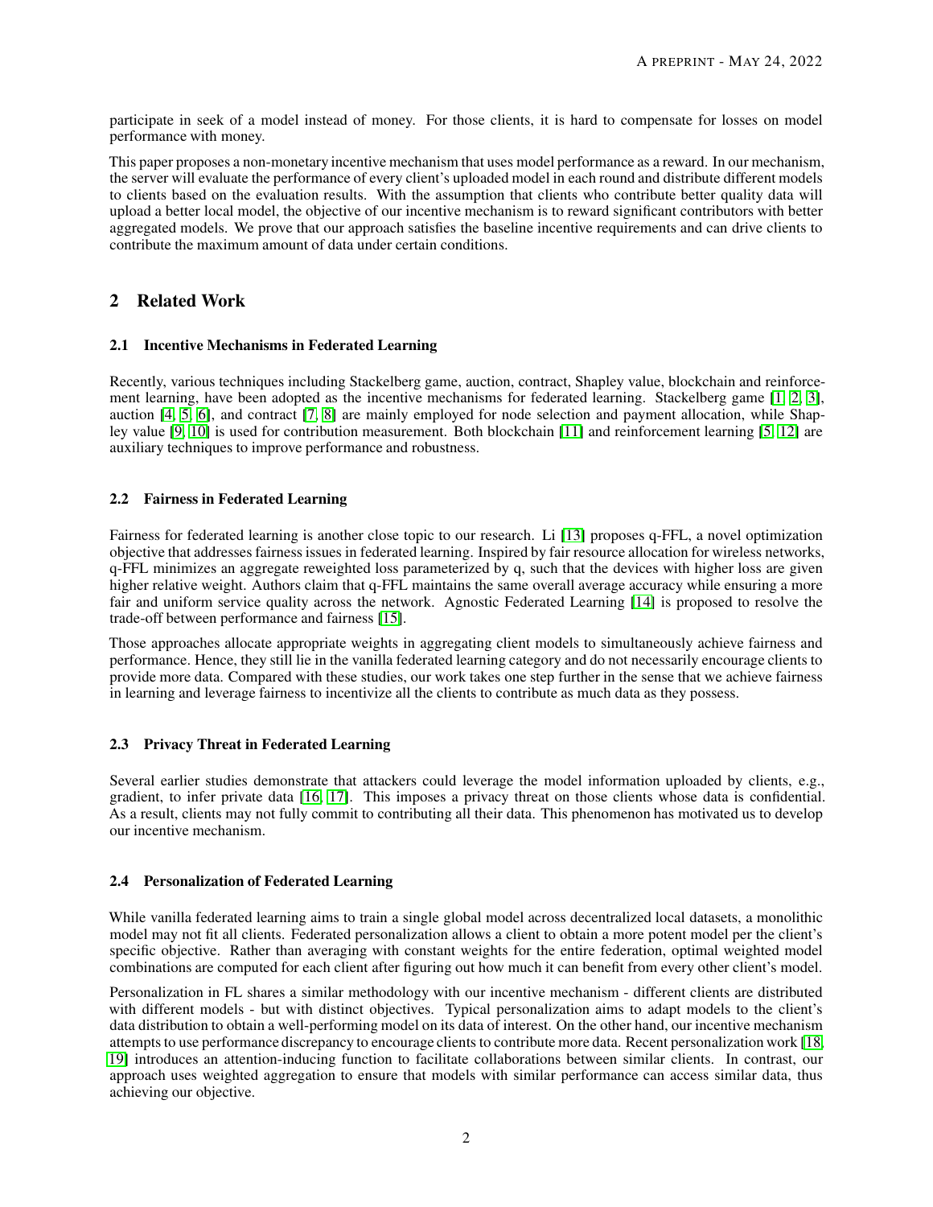participate in seek of a model instead of money. For those clients, it is hard to compensate for losses on model performance with money.

This paper proposes a non-monetary incentive mechanism that uses model performance as a reward. In our mechanism, the server will evaluate the performance of every client's uploaded model in each round and distribute different models to clients based on the evaluation results. With the assumption that clients who contribute better quality data will upload a better local model, the objective of our incentive mechanism is to reward significant contributors with better aggregated models. We prove that our approach satisfies the baseline incentive requirements and can drive clients to contribute the maximum amount of data under certain conditions.

## 2 Related Work

### 2.1 Incentive Mechanisms in Federated Learning

Recently, various techniques including Stackelberg game, auction, contract, Shapley value, blockchain and reinforcement learning, have been adopted as the incentive mechanisms for federated learning. Stackelberg game [1, 2, 3], auction [4, 5, 6], and contract [7, 8] are mainly employed for node selection and payment allocation, while Shapley value [9, 10] is used for contribution measurement. Both blockchain [11] and reinforcement learning [5, 12] are auxiliary techniques to improve performance and robustness.

### 2.2 Fairness in Federated Learning

Fairness for federated learning is another close topic to our research. Li [13] proposes q-FFL, a novel optimization objective that addresses fairness issues in federated learning. Inspired by fair resource allocation for wireless networks, q-FFL minimizes an aggregate reweighted loss parameterized by q, such that the devices with higher loss are given higher relative weight. Authors claim that q-FFL maintains the same overall average accuracy while ensuring a more fair and uniform service quality across the network. Agnostic Federated Learning [14] is proposed to resolve the trade-off between performance and fairness [15].

Those approaches allocate appropriate weights in aggregating client models to simultaneously achieve fairness and performance. Hence, they still lie in the vanilla federated learning category and do not necessarily encourage clients to provide more data. Compared with these studies, our work takes one step further in the sense that we achieve fairness in learning and leverage fairness to incentivize all the clients to contribute as much data as they possess.

### 2.3 Privacy Threat in Federated Learning

Several earlier studies demonstrate that attackers could leverage the model information uploaded by clients, e.g., gradient, to infer private data [16, 17]. This imposes a privacy threat on those clients whose data is confidential. As a result, clients may not fully commit to contributing all their data. This phenomenon has motivated us to develop our incentive mechanism.

### 2.4 Personalization of Federated Learning

While vanilla federated learning aims to train a single global model across decentralized local datasets, a monolithic model may not fit all clients. Federated personalization allows a client to obtain a more potent model per the client's specific objective. Rather than averaging with constant weights for the entire federation, optimal weighted model combinations are computed for each client after figuring out how much it can benefit from every other client's model.

Personalization in FL shares a similar methodology with our incentive mechanism - different clients are distributed with different models - but with distinct objectives. Typical personalization aims to adapt models to the client's data distribution to obtain a well-performing model on its data of interest. On the other hand, our incentive mechanism attempts to use performance discrepancy to encourage clients to contribute more data. Recent personalization work [18, 19] introduces an attention-inducing function to facilitate collaborations between similar clients. In contrast, our approach uses weighted aggregation to ensure that models with similar performance can access similar data, thus achieving our objective.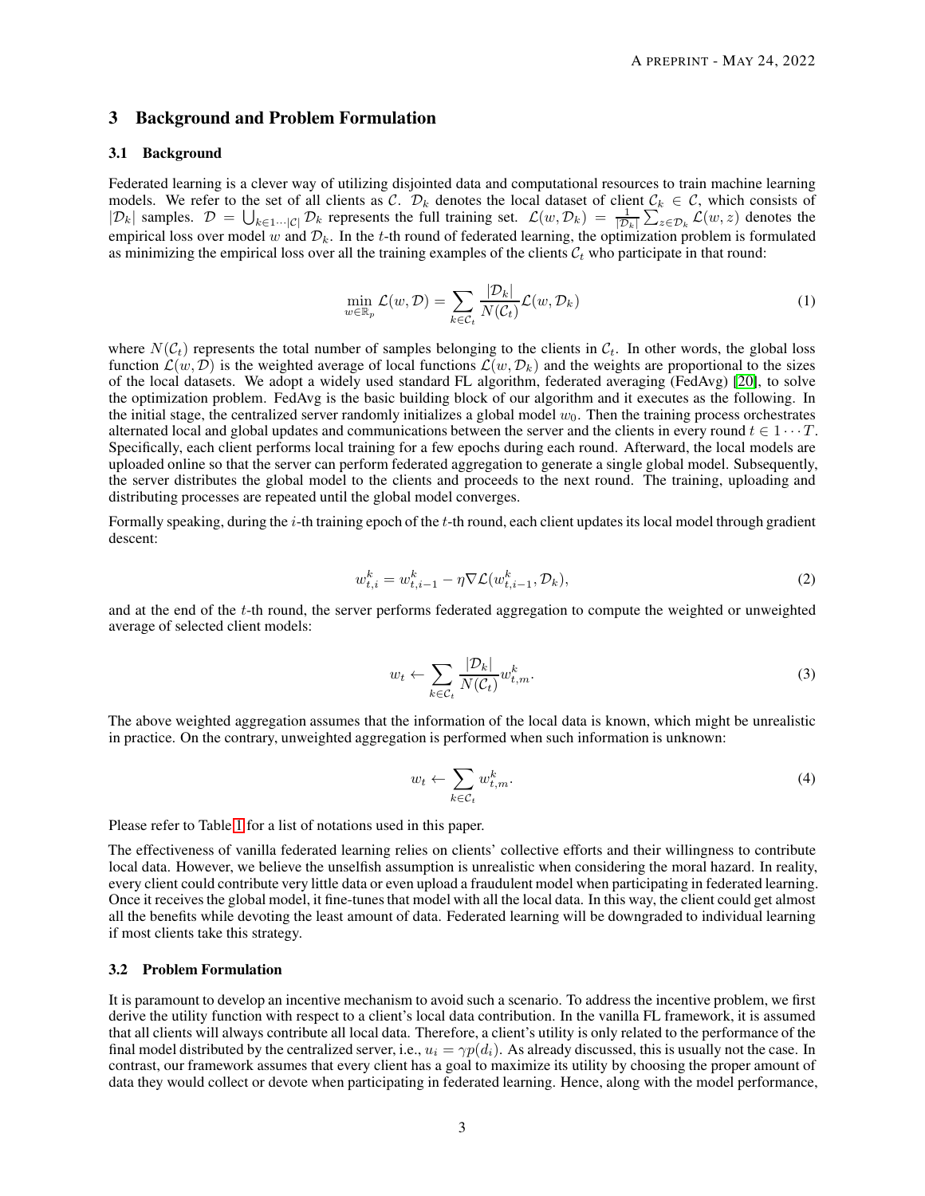## 3 Background and Problem Formulation

### 3.1 Background

Federated learning is a clever way of utilizing disjointed data and computational resources to train machine learning models. We refer to the set of all clients as $\mathcal{C}$. $\mathcal{D}_k$ denotes the local dataset of client $\mathcal{C}_k \in \mathcal{C}$, which consists of $|\mathcal{D}_k|$ samples. $\mathcal{D} = \bigcup_{k\in 1\cdots|\mathcal{C}|} \mathcal{D}_k$ represents the full training set. $\mathcal{L}(w, \mathcal{D}_k) = \frac{1}{|\mathcal{D}_k|}\sum_{z\in\mathcal{D}_k} \mathcal{L}(w, z)$ denotes the empirical loss over model $w$ and $\mathcal{D}_k$. In the $t$-th round of federated learning, the optimization problem is formulated as minimizing the empirical loss over all the training examples of the clients $\mathcal{C}_t$ who participate in that round:

$$\min_{w\in\mathbb{R}_p} \mathcal{L}(w, \mathcal{D}) = \sum_{k\in\mathcal{C}_t} \frac{|\mathcal{D}_k|}{N(\mathcal{C}_t)} \mathcal{L}(w, \mathcal{D}_k) \tag{1}$$

where $N(\mathcal{C}_t)$ represents the total number of samples belonging to the clients in $\mathcal{C}_t$. In other words, the global loss function $\mathcal{L}(w, \mathcal{D})$ is the weighted average of local functions $\mathcal{L}(w, \mathcal{D}_k)$ and the weights are proportional to the sizes of the local datasets. We adopt a widely used standard FL algorithm, federated averaging (FedAvg) [20], to solve the optimization problem. FedAvg is the basic building block of our algorithm and it executes as the following. In the initial stage, the centralized server randomly initializes a global model $w_0$. Then the training process orchestrates alternated local and global updates and communications between the server and the clients in every round $t \in 1\cdots T$. Specifically, each client performs local training for a few epochs during each round. Afterward, the local models are uploaded online so that the server can perform federated aggregation to generate a single global model. Subsequently, the server distributes the global model to the clients and proceeds to the next round. The training, uploading and distributing processes are repeated until the global model converges.

Formally speaking, during the $i$-th training epoch of the $t$-th round, each client updates its local model through gradient descent:

$$w^k_{t,i} = w^k_{t,i-1} - \eta\nabla\mathcal{L}(w^k_{t,i-1}, \mathcal{D}_k), \tag{2}$$

and at the end of the $t$-th round, the server performs federated aggregation to compute the weighted or unweighted average of selected client models:

$$w_t \leftarrow \sum_{k\in\mathcal{C}_t} \frac{|\mathcal{D}_k|}{N(\mathcal{C}_t)} w^k_{t,m}. \tag{3}$$

The above weighted aggregation assumes that the information of the local data is known, which might be unrealistic in practice. On the contrary, unweighted aggregation is performed when such information is unknown:

$$w_t \leftarrow \sum_{k\in\mathcal{C}_t} w^k_{t,m}. \tag{4}$$

Please refer to Table 1 for a list of notations used in this paper.

The effectiveness of vanilla federated learning relies on clients' collective efforts and their willingness to contribute local data. However, we believe the unselfish assumption is unrealistic when considering the moral hazard. In reality, every client could contribute very little data or even upload a fraudulent model when participating in federated learning. Once it receives the global model, it fine-tunes that model with all the local data. In this way, the client could get almost all the benefits while devoting the least amount of data. Federated learning will be downgraded to individual learning if most clients take this strategy.

### 3.2 Problem Formulation

It is paramount to develop an incentive mechanism to avoid such a scenario. To address the incentive problem, we first derive the utility function with respect to a client's local data contribution. In the vanilla FL framework, it is assumed that all clients will always contribute all local data. Therefore, a client's utility is only related to the performance of the final model distributed by the centralized server, i.e., $u_i = \gamma p(d_i)$. As already discussed, this is usually not the case. In contrast, our framework assumes that every client has a goal to maximize its utility by choosing the proper amount of data they would collect or devote when participating in federated learning. Hence, along with the model performance,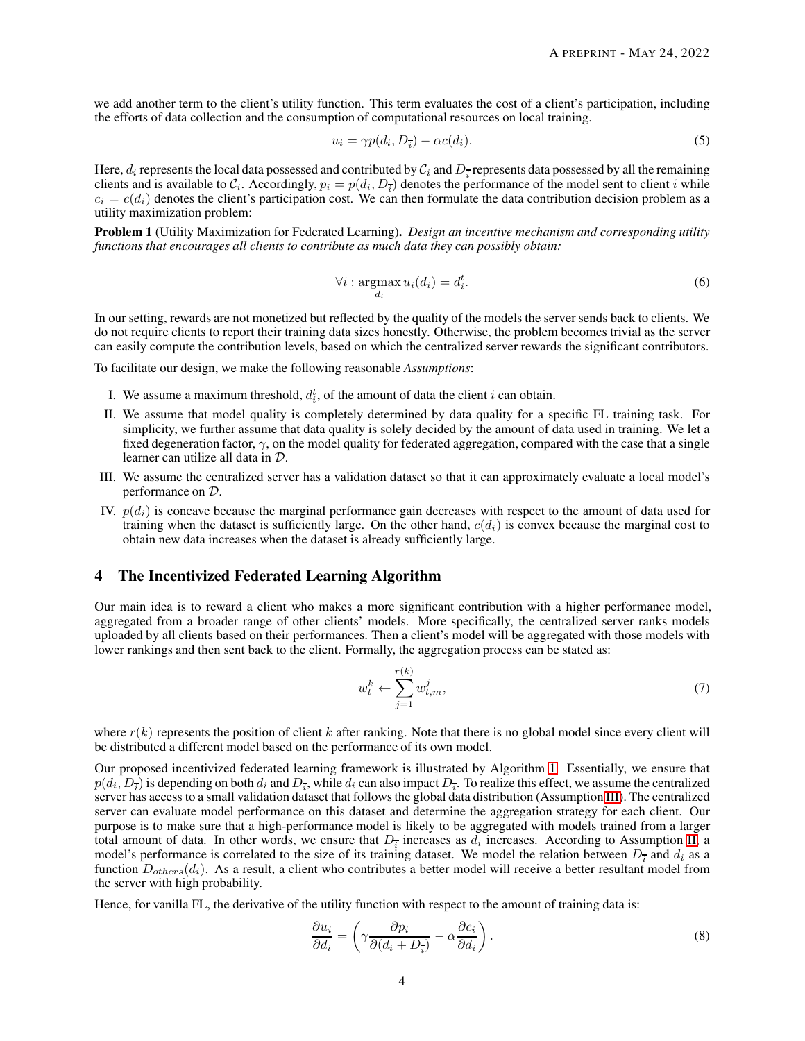we add another term to the client's utility function. This term evaluates the cost of a client's participation, including the efforts of data collection and the consumption of computational resources on local training.

$$u_i = \gamma p(d_i, D_{\overline{i}}) - \alpha c(d_i). \tag{5}$$

Here, $d_i$ represents the local data possessed and contributed by $\mathcal{C}_i$ and $D_{\overline{i}}$ represents data possessed by all the remaining clients and is available to $\mathcal{C}_i$. Accordingly, $p_i = p(d_i, D_{\overline{i}})$ denotes the performance of the model sent to client $i$ while $c_i = c(d_i)$ denotes the client's participation cost. We can then formulate the data contribution decision problem as a utility maximization problem:

**Problem 1** (Utility Maximization for Federated Learning). *Design an incentive mechanism and corresponding utility functions that encourages all clients to contribute as much data they can possibly obtain:*

$$\forall i : \underset{d_i}{\operatorname{argmax}}\, u_i(d_i) = d_i^t. \tag{6}$$

In our setting, rewards are not monetized but reflected by the quality of the models the server sends back to clients. We do not require clients to report their training data sizes honestly. Otherwise, the problem becomes trivial as the server can easily compute the contribution levels, based on which the centralized server rewards the significant contributors.

To facilitate our design, we make the following reasonable *Assumptions*:

I. We assume a maximum threshold, $d_i^t$, of the amount of data the client $i$ can obtain.

II. We assume that model quality is completely determined by data quality for a specific FL training task. For simplicity, we further assume that data quality is solely decided by the amount of data used in training. We let a fixed degeneration factor, $\gamma$, on the model quality for federated aggregation, compared with the case that a single learner can utilize all data in $\mathcal{D}$.

III. We assume the centralized server has a validation dataset so that it can approximately evaluate a local model's performance on $\mathcal{D}$.

IV. $p(d_i)$ is concave because the marginal performance gain decreases with respect to the amount of data used for training when the dataset is sufficiently large. On the other hand, $c(d_i)$ is convex because the marginal cost to obtain new data increases when the dataset is already sufficiently large.

## 4 The Incentivized Federated Learning Algorithm

Our main idea is to reward a client who makes a more significant contribution with a higher performance model, aggregated from a broader range of other clients' models. More specifically, the centralized server ranks models uploaded by all clients based on their performances. Then a client's model will be aggregated with those models with lower rankings and then sent back to the client. Formally, the aggregation process can be stated as:

$$w_t^k \leftarrow \sum_{j=1}^{r(k)} w_{t,m}^j, \tag{7}$$

where $r(k)$ represents the position of client $k$ after ranking. Note that there is no global model since every client will be distributed a different model based on the performance of its own model.

Our proposed incentivized federated learning framework is illustrated by Algorithm 1. Essentially, we ensure that $p(d_i, D_{\overline{i}})$ is depending on both $d_i$ and $D_{\overline{i}}$, while $d_i$ can also impact $D_{\overline{i}}$. To realize this effect, we assume the centralized server has access to a small validation dataset that follows the global data distribution (Assumption III). The centralized server can evaluate model performance on this dataset and determine the aggregation strategy for each client. Our purpose is to make sure that a high-performance model is likely to be aggregated with models trained from a larger total amount of data. In other words, we ensure that $D_{\overline{i}}$ increases as $d_i$ increases. According to Assumption II, a model's performance is correlated to the size of its training dataset. We model the relation between $D_{\overline{i}}$ and $d_i$ as a function $D_{others}(d_i)$. As a result, a client who contributes a better model will receive a better resultant model from the server with high probability.

Hence, for vanilla FL, the derivative of the utility function with respect to the amount of training data is:

$$\frac{\partial u_i}{\partial d_i} = \left( \gamma \frac{\partial p_i}{\partial (d_i + D_{\overline{i}})} - \alpha \frac{\partial c_i}{\partial d_i} \right). \tag{8}$$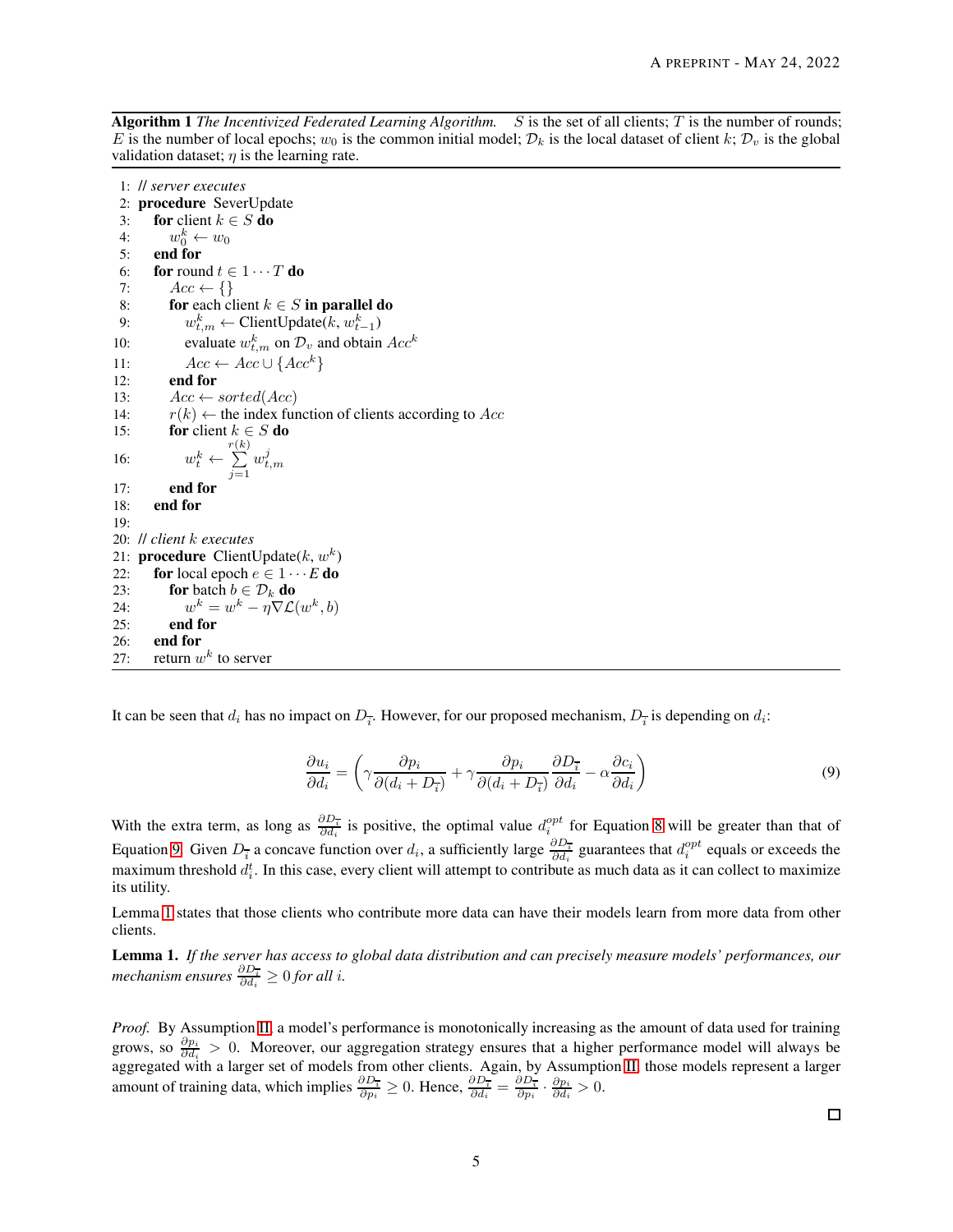**Algorithm 1** *The Incentivized Federated Learning Algorithm.* $S$ is the set of all clients; $T$ is the number of rounds; $E$ is the number of local epochs; $w_0$ is the common initial model; $\mathcal{D}_k$ is the local dataset of client $k$; $\mathcal{D}_v$ is the global validation dataset; $\eta$ is the learning rate.

```
1:  // server executes
2:  procedure SeverUpdate
3:      for client k ∈ S do
4:          w_0^k ← w_0
5:      end for
6:      for round t ∈ 1 ··· T do
7:          Acc ← {}
8:          for each client k ∈ S in parallel do
9:              w_{t,m}^k ← ClientUpdate(k, w_{t-1}^k)
10:             evaluate w_{t,m}^k on D_v and obtain Acc^k
11:             Acc ← Acc ∪ {Acc^k}
12:         end for
13:         Acc ← sorted(Acc)
14:         r(k) ← the index function of clients according to Acc
15:         for client k ∈ S do
16:             w_t^k ← Σ_{j=1}^{r(k)} w_{t,m}^j
17:         end for
18:     end for
19:
20: // client k executes
21: procedure ClientUpdate(k, w^k)
22:     for local epoch e ∈ 1 ··· E do
23:         for batch b ∈ D_k do
24:             w^k = w^k − η∇L(w^k, b)
25:         end for
26:     end for
27:     return w^k to server
```

It can be seen that $d_i$ has no impact on $D_{\bar{i}}$. However, for our proposed mechanism, $D_{\bar{i}}$ is depending on $d_i$:

$$\frac{\partial u_i}{\partial d_i} = \left(\gamma \frac{\partial p_i}{\partial (d_i + D_{\bar{i}})} + \gamma \frac{\partial p_i}{\partial (d_i + D_{\bar{i}})} \frac{\partial D_{\bar{i}}}{\partial d_i} - \alpha \frac{\partial c_i}{\partial d_i}\right) \tag{9}$$

With the extra term, as long as $\frac{\partial D_{\bar{i}}}{\partial d_i}$ is positive, the optimal value $d_i^{opt}$ for Equation 8 will be greater than that of Equation 9. Given $D_{\bar{i}}$ a concave function over $d_i$, a sufficiently large $\frac{\partial D_{\bar{i}}}{\partial d_i}$ guarantees that $d_i^{opt}$ equals or exceeds the maximum threshold $d_i^t$. In this case, every client will attempt to contribute as much data as it can collect to maximize its utility.

Lemma 1 states that those clients who contribute more data can have their models learn from more data from other clients.

**Lemma 1.** *If the server has access to global data distribution and can precisely measure models' performances, our mechanism ensures $\frac{\partial D_{\bar{i}}}{\partial d_i} \geq 0$ for all $i$.*

*Proof.* By Assumption II, a model's performance is monotonically increasing as the amount of data used for training grows, so $\frac{\partial p_i}{\partial d_i} > 0$. Moreover, our aggregation strategy ensures that a higher performance model will always be aggregated with a larger set of models from other clients. Again, by Assumption II, those models represent a larger amount of training data, which implies $\frac{\partial D_{\bar{i}}}{\partial p_i} \geq 0$. Hence, $\frac{\partial D_{\bar{i}}}{\partial d_i} = \frac{\partial D_{\bar{i}}}{\partial p_i} \cdot \frac{\partial p_i}{\partial d_i} > 0$. □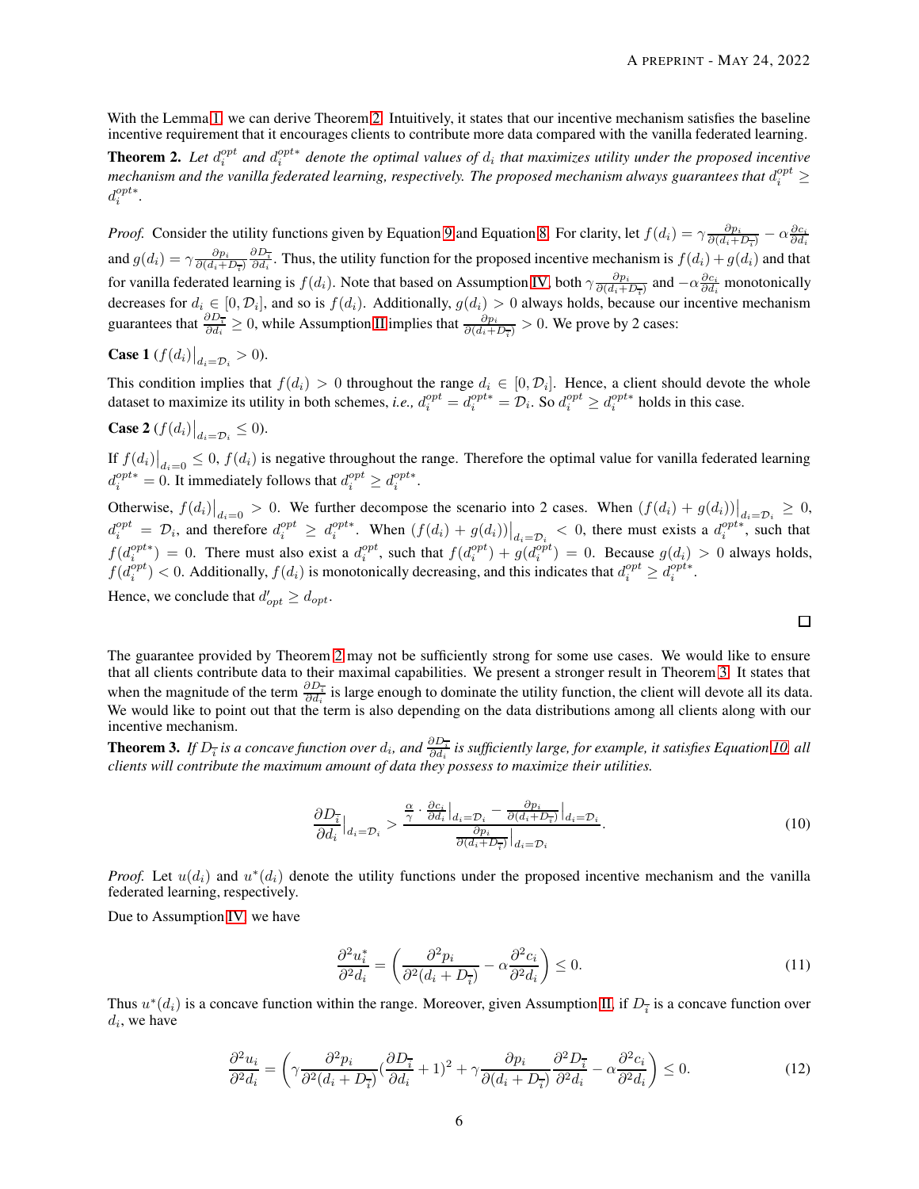With the Lemma 1, we can derive Theorem 2. Intuitively, it states that our incentive mechanism satisfies the baseline incentive requirement that it encourages clients to contribute more data compared with the vanilla federated learning.

**Theorem 2.** *Let $d_i^{opt}$ and $d_i^{opt*}$ denote the optimal values of $d_i$ that maximizes utility under the proposed incentive mechanism and the vanilla federated learning, respectively. The proposed mechanism always guarantees that $d_i^{opt} \geq d_i^{opt*}$.*

*Proof.* Consider the utility functions given by Equation 9 and Equation 8. For clarity, let $f(d_i) = \gamma \frac{\partial p_i}{\partial (d_i + D_{\bar{i}})} - \alpha \frac{\partial c_i}{\partial d_i}$ and $g(d_i) = \gamma \frac{\partial p_i}{\partial (d_i + D_{\bar{i}})} \frac{\partial D_{\bar{i}}}{\partial d_i}$. Thus, the utility function for the proposed incentive mechanism is $f(d_i) + g(d_i)$ and that for vanilla federated learning is $f(d_i)$. Note that based on Assumption IV, both $\gamma \frac{\partial p_i}{\partial (d_i + D_{\bar{i}})}$ and $-\alpha \frac{\partial c_i}{\partial d_i}$ monotonically decreases for $d_i \in [0, \mathcal{D}_i]$, and so is $f(d_i)$. Additionally, $g(d_i) > 0$ always holds, because our incentive mechanism guarantees that $\frac{\partial D_{\bar{i}}}{\partial d_i} \geq 0$, while Assumption II implies that $\frac{\partial p_i}{\partial (d_i + D_{\bar{i}})} > 0$. We prove by 2 cases:

**Case 1** ($f(d_i)\big|_{d_i = \mathcal{D}_i} > 0$).

This condition implies that $f(d_i) > 0$ throughout the range $d_i \in [0, \mathcal{D}_i]$. Hence, a client should devote the whole dataset to maximize its utility in both schemes, *i.e.,* $d_i^{opt} = d_i^{opt*} = \mathcal{D}_i$. So $d_i^{opt} \geq d_i^{opt*}$ holds in this case.

**Case 2** ($f(d_i)\big|_{d_i = \mathcal{D}_i} \leq 0$).

If $f(d_i)\big|_{d_i=0} \leq 0$, $f(d_i)$ is negative throughout the range. Therefore the optimal value for vanilla federated learning $d_i^{opt*} = 0$. It immediately follows that $d_i^{opt} \geq d_i^{opt*}$.

Otherwise, $f(d_i)\big|_{d_i=0} > 0$. We further decompose the scenario into 2 cases. When $(f(d_i) + g(d_i))\big|_{d_i = \mathcal{D}_i} \geq 0$, $d_i^{opt} = \mathcal{D}_i$, and therefore $d_i^{opt} \geq d_i^{opt*}$. When $(f(d_i) + g(d_i))\big|_{d_i = \mathcal{D}_i} < 0$, there must exists a $d_i^{opt*}$, such that $f(d_i^{opt*}) = 0$. There must also exist a $d_i^{opt}$, such that $f(d_i^{opt}) + g(d_i^{opt}) = 0$. Because $g(d_i) > 0$ always holds, $f(d_i^{opt}) < 0$. Additionally, $f(d_i)$ is monotonically decreasing, and this indicates that $d_i^{opt} \geq d_i^{opt*}$.

Hence, we conclude that $d'_{opt} \geq d_{opt}$. ◻

The guarantee provided by Theorem 2 may not be sufficiently strong for some use cases. We would like to ensure that all clients contribute data to their maximal capabilities. We present a stronger result in Theorem 3. It states that when the magnitude of the term $\frac{\partial D_{\bar{i}}}{\partial d_i}$ is large enough to dominate the utility function, the client will devote all its data. We would like to point out that the term is also depending on the data distributions among all clients along with our incentive mechanism.

**Theorem 3.** *If $D_{\bar{i}}$ is a concave function over $d_i$, and $\frac{\partial D_{\bar{i}}}{\partial d_i}$ is sufficiently large, for example, it satisfies Equation 10, all clients will contribute the maximum amount of data they possess to maximize their utilities.*

$$
\frac{\partial D_{\bar{i}}}{\partial d_i}\Big|_{d_i = \mathcal{D}_i} > \frac{\frac{\alpha}{\gamma} \cdot \frac{\partial c_i}{\partial d_i}\big|_{d_i = \mathcal{D}_i} - \frac{\partial p_i}{\partial (d_i + D_{\bar{i}})}\big|_{d_i = \mathcal{D}_i}}{\frac{\partial p_i}{\partial (d_i + D_{\bar{i}})}\big|_{d_i = \mathcal{D}_i}}. \tag{10}
$$

*Proof.* Let $u(d_i)$ and $u^*(d_i)$ denote the utility functions under the proposed incentive mechanism and the vanilla federated learning, respectively.

Due to Assumption IV, we have

$$
\frac{\partial^2 u_i^*}{\partial^2 d_i} = \left( \frac{\partial^2 p_i}{\partial^2 (d_i + D_{\bar{i}})} - \alpha \frac{\partial^2 c_i}{\partial^2 d_i} \right) \leq 0. \tag{11}
$$

Thus $u^*(d_i)$ is a concave function within the range. Moreover, given Assumption II, if $D_{\bar{i}}$ is a concave function over $d_i$, we have

$$
\frac{\partial^2 u_i}{\partial^2 d_i} = \left( \gamma \frac{\partial^2 p_i}{\partial^2 (d_i + D_{\bar{i}})} (\frac{\partial D_{\bar{i}}}{\partial d_i} + 1)^2 + \gamma \frac{\partial p_i}{\partial (d_i + D_{\bar{i}})} \frac{\partial^2 D_{\bar{i}}}{\partial^2 d_i} - \alpha \frac{\partial^2 c_i}{\partial^2 d_i} \right) \leq 0. \tag{12}
$$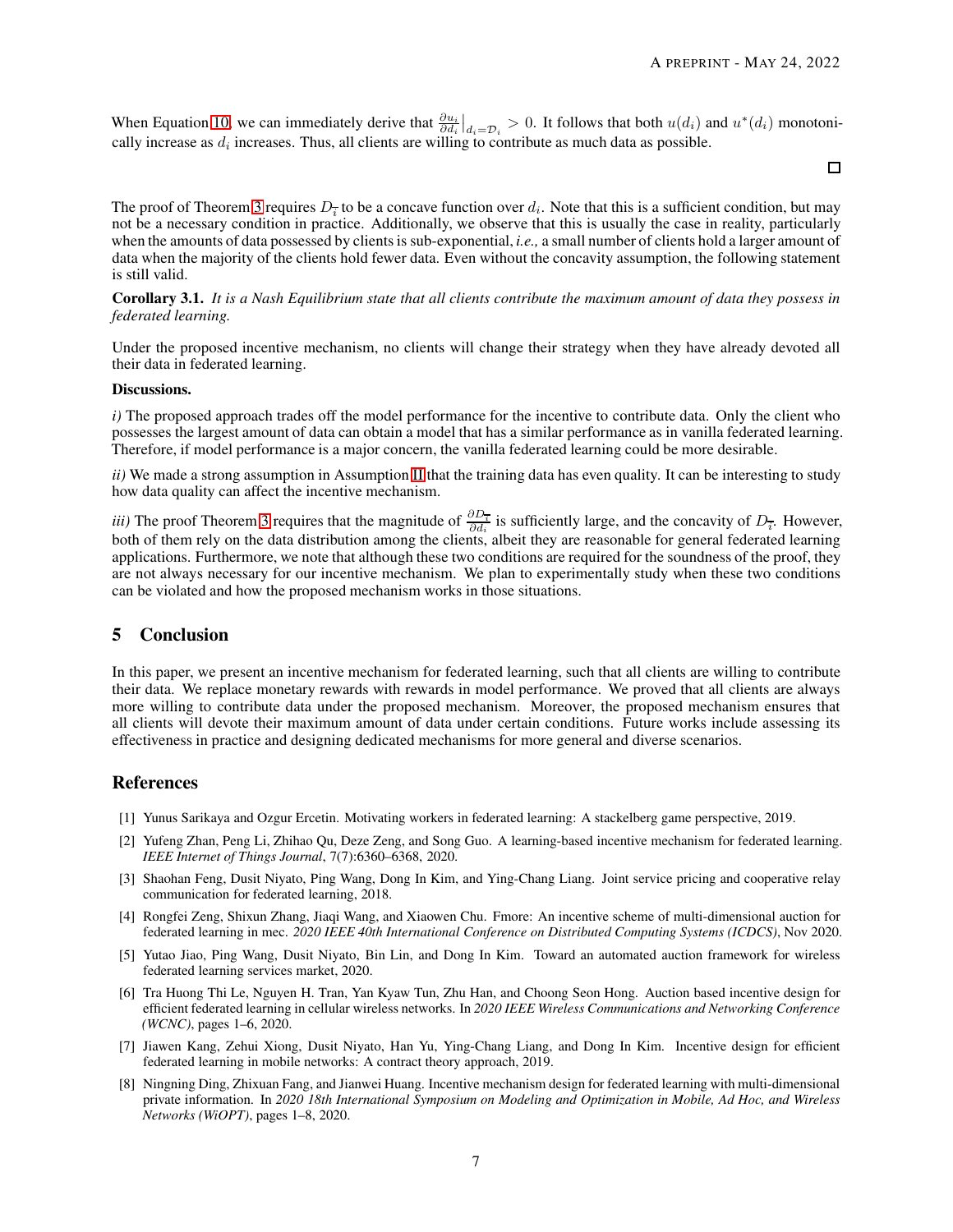When Equation 10, we can immediately derive that $\frac{\partial u_i}{\partial d_i}\big|_{d_i=\mathcal{D}_i} > 0$. It follows that both $u(d_i)$ and $u^*(d_i)$ monotonically increase as $d_i$ increases. Thus, all clients are willing to contribute as much data as possible.

□

The proof of Theorem 3 requires $D_{\overline{i}}$ to be a concave function over $d_i$. Note that this is a sufficient condition, but may not be a necessary condition in practice. Additionally, we observe that this is usually the case in reality, particularly when the amounts of data possessed by clients is sub-exponential, *i.e.,* a small number of clients hold a larger amount of data when the majority of the clients hold fewer data. Even without the concavity assumption, the following statement is still valid.

**Corollary 3.1.** *It is a Nash Equilibrium state that all clients contribute the maximum amount of data they possess in federated learning.*

Under the proposed incentive mechanism, no clients will change their strategy when they have already devoted all their data in federated learning.

**Discussions.**

*i)* The proposed approach trades off the model performance for the incentive to contribute data. Only the client who possesses the largest amount of data can obtain a model that has a similar performance as in vanilla federated learning. Therefore, if model performance is a major concern, the vanilla federated learning could be more desirable.

*ii)* We made a strong assumption in Assumption II that the training data has even quality. It can be interesting to study how data quality can affect the incentive mechanism.

*iii)* The proof Theorem 3 requires that the magnitude of $\frac{\partial D_{\overline{i}}}{\partial d_i}$ is sufficiently large, and the concavity of $D_{\overline{i}}$. However, both of them rely on the data distribution among the clients, albeit they are reasonable for general federated learning applications. Furthermore, we note that although these two conditions are required for the soundness of the proof, they are not always necessary for our incentive mechanism. We plan to experimentally study when these two conditions can be violated and how the proposed mechanism works in those situations.

## 5 Conclusion

In this paper, we present an incentive mechanism for federated learning, such that all clients are willing to contribute their data. We replace monetary rewards with rewards in model performance. We proved that all clients are always more willing to contribute data under the proposed mechanism. Moreover, the proposed mechanism ensures that all clients will devote their maximum amount of data under certain conditions. Future works include assessing its effectiveness in practice and designing dedicated mechanisms for more general and diverse scenarios.

## References

[1] Yunus Sarikaya and Ozgur Ercetin. Motivating workers in federated learning: A stackelberg game perspective, 2019.

[2] Yufeng Zhan, Peng Li, Zhihao Qu, Deze Zeng, and Song Guo. A learning-based incentive mechanism for federated learning. *IEEE Internet of Things Journal*, 7(7):6360–6368, 2020.

[3] Shaohan Feng, Dusit Niyato, Ping Wang, Dong In Kim, and Ying-Chang Liang. Joint service pricing and cooperative relay communication for federated learning, 2018.

[4] Rongfei Zeng, Shixun Zhang, Jiaqi Wang, and Xiaowen Chu. Fmore: An incentive scheme of multi-dimensional auction for federated learning in mec. *2020 IEEE 40th International Conference on Distributed Computing Systems (ICDCS)*, Nov 2020.

[5] Yutao Jiao, Ping Wang, Dusit Niyato, Bin Lin, and Dong In Kim. Toward an automated auction framework for wireless federated learning services market, 2020.

[6] Tra Huong Thi Le, Nguyen H. Tran, Yan Kyaw Tun, Zhu Han, and Choong Seon Hong. Auction based incentive design for efficient federated learning in cellular wireless networks. In *2020 IEEE Wireless Communications and Networking Conference (WCNC)*, pages 1–6, 2020.

[7] Jiawen Kang, Zehui Xiong, Dusit Niyato, Han Yu, Ying-Chang Liang, and Dong In Kim. Incentive design for efficient federated learning in mobile networks: A contract theory approach, 2019.

[8] Ningning Ding, Zhixuan Fang, and Jianwei Huang. Incentive mechanism design for federated learning with multi-dimensional private information. In *2020 18th International Symposium on Modeling and Optimization in Mobile, Ad Hoc, and Wireless Networks (WiOPT)*, pages 1–8, 2020.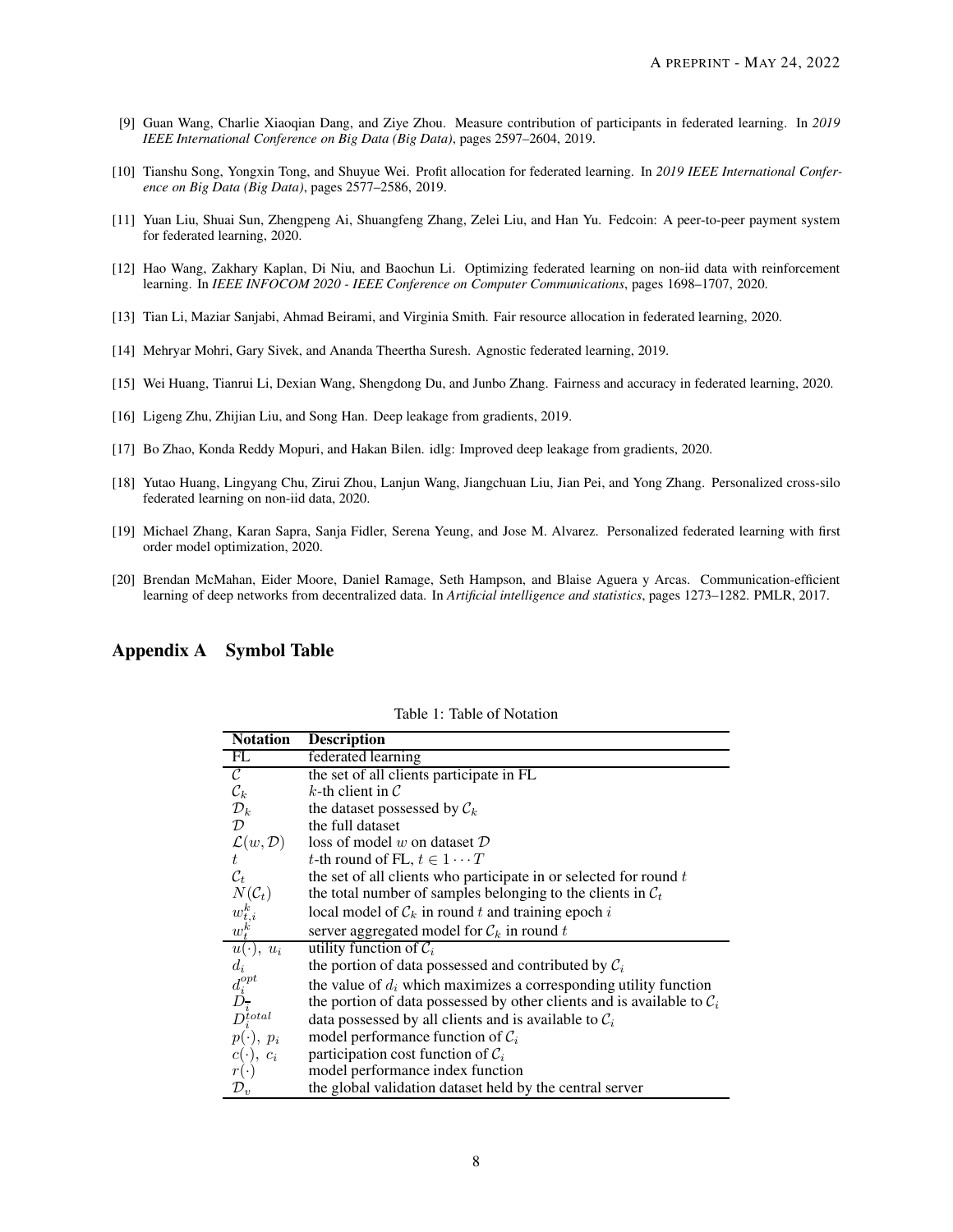[9] Guan Wang, Charlie Xiaoqian Dang, and Ziye Zhou. Measure contribution of participants in federated learning. In *2019 IEEE International Conference on Big Data (Big Data)*, pages 2597–2604, 2019.

[10] Tianshu Song, Yongxin Tong, and Shuyue Wei. Profit allocation for federated learning. In *2019 IEEE International Conference on Big Data (Big Data)*, pages 2577–2586, 2019.

[11] Yuan Liu, Shuai Sun, Zhengpeng Ai, Shuangfeng Zhang, Zelei Liu, and Han Yu. Fedcoin: A peer-to-peer payment system for federated learning, 2020.

[12] Hao Wang, Zakhary Kaplan, Di Niu, and Baochun Li. Optimizing federated learning on non-iid data with reinforcement learning. In *IEEE INFOCOM 2020 - IEEE Conference on Computer Communications*, pages 1698–1707, 2020.

[13] Tian Li, Maziar Sanjabi, Ahmad Beirami, and Virginia Smith. Fair resource allocation in federated learning, 2020.

[14] Mehryar Mohri, Gary Sivek, and Ananda Theertha Suresh. Agnostic federated learning, 2019.

[15] Wei Huang, Tianrui Li, Dexian Wang, Shengdong Du, and Junbo Zhang. Fairness and accuracy in federated learning, 2020.

[16] Ligeng Zhu, Zhijian Liu, and Song Han. Deep leakage from gradients, 2019.

[17] Bo Zhao, Konda Reddy Mopuri, and Hakan Bilen. idlg: Improved deep leakage from gradients, 2020.

[18] Yutao Huang, Lingyang Chu, Zirui Zhou, Lanjun Wang, Jiangchuan Liu, Jian Pei, and Yong Zhang. Personalized cross-silo federated learning on non-iid data, 2020.

[19] Michael Zhang, Karan Sapra, Sanja Fidler, Serena Yeung, and Jose M. Alvarez. Personalized federated learning with first order model optimization, 2020.

[20] Brendan McMahan, Eider Moore, Daniel Ramage, Seth Hampson, and Blaise Aguera y Arcas. Communication-efficient learning of deep networks from decentralized data. In *Artificial intelligence and statistics*, pages 1273–1282. PMLR, 2017.

# Appendix A Symbol Table

Table 1: Table of Notation

| Notation | Description |
|---|---|
| FL | federated learning |
| $\mathcal{C}$ | the set of all clients participate in FL |
| $\mathcal{C}_k$ | $k$-th client in $\mathcal{C}$ |
| $\mathcal{D}_k$ | the dataset possessed by $\mathcal{C}_k$ |
| $\mathcal{D}$ | the full dataset |
| $\mathcal{L}(w, \mathcal{D})$ | loss of model $w$ on dataset $\mathcal{D}$ |
| $t$ | $t$-th round of FL, $t \in 1 \cdots T$ |
| $\mathcal{C}_t$ | the set of all clients who participate in or selected for round $t$ |
| $N(\mathcal{C}_t)$ | the total number of samples belonging to the clients in $\mathcal{C}_t$ |
| $w_{t,i}^k$ | local model of $\mathcal{C}_k$ in round $t$ and training epoch $i$ |
| $w_t^k$ | server aggregated model for $\mathcal{C}_k$ in round $t$ |
| $u(\cdot),\ u_i$ | utility function of $\mathcal{C}_i$ |
| $d_i$ | the portion of data possessed and contributed by $\mathcal{C}_i$ |
| $d_i^{opt}$ | the value of $d_i$ which maximizes a corresponding utility function |
| $D_{\overline{i}}$ | the portion of data possessed by other clients and is available to $\mathcal{C}_i$ |
| $D_i^{total}$ | data possessed by all clients and is available to $\mathcal{C}_i$ |
| $p(\cdot),\ p_i$ | model performance function of $\mathcal{C}_i$ |
| $c(\cdot),\ c_i$ | participation cost function of $\mathcal{C}_i$ |
| $r(\cdot)$ | model performance index function |
| $\mathcal{D}_v$ | the global validation dataset held by the central server |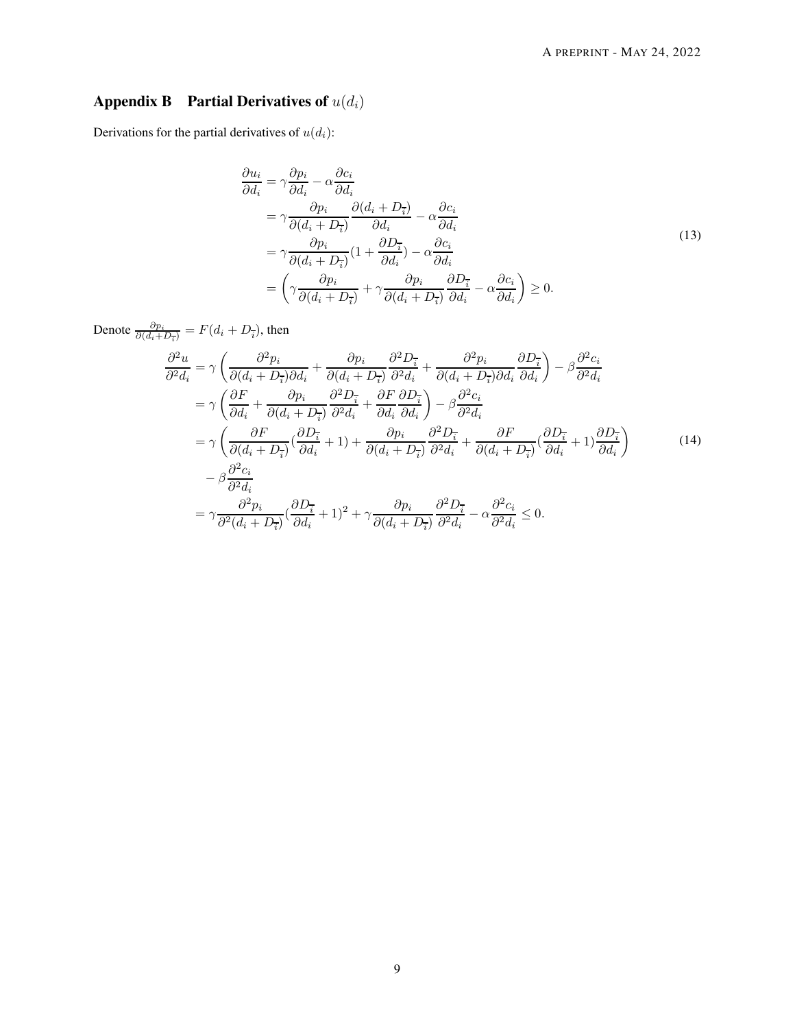## Appendix B  Partial Derivatives of $u(d_i)$

Derivations for the partial derivatives of $u(d_i)$:

$$
\begin{aligned}
\frac{\partial u_i}{\partial d_i} &= \gamma \frac{\partial p_i}{\partial d_i} - \alpha \frac{\partial c_i}{\partial d_i} \\
&= \gamma \frac{\partial p_i}{\partial (d_i + D_{\overline{i}})} \frac{\partial (d_i + D_{\overline{i}})}{\partial d_i} - \alpha \frac{\partial c_i}{\partial d_i} \\
&= \gamma \frac{\partial p_i}{\partial (d_i + D_{\overline{i}})} (1 + \frac{\partial D_{\overline{i}}}{\partial d_i}) - \alpha \frac{\partial c_i}{\partial d_i} \\
&= \left( \gamma \frac{\partial p_i}{\partial (d_i + D_{\overline{i}})} + \gamma \frac{\partial p_i}{\partial (d_i + D_{\overline{i}})} \frac{\partial D_{\overline{i}}}{\partial d_i} - \alpha \frac{\partial c_i}{\partial d_i} \right) \geq 0.
\end{aligned}
\tag{13}
$$

Denote $\frac{\partial p_i}{\partial (d_i + D_{\overline{i}})} = F(d_i + D_{\overline{i}})$, then

$$
\begin{aligned}
\frac{\partial^2 u}{\partial^2 d_i} &= \gamma \left( \frac{\partial^2 p_i}{\partial (d_i + D_{\overline{i}}) \partial d_i} + \frac{\partial p_i}{\partial (d_i + D_{\overline{i}})} \frac{\partial^2 D_{\overline{i}}}{\partial^2 d_i} + \frac{\partial^2 p_i}{\partial (d_i + D_{\overline{i}}) \partial d_i} \frac{\partial D_{\overline{i}}}{\partial d_i} \right) - \beta \frac{\partial^2 c_i}{\partial^2 d_i} \\
&= \gamma \left( \frac{\partial F}{\partial d_i} + \frac{\partial p_i}{\partial (d_i + D_{\overline{i}})} \frac{\partial^2 D_{\overline{i}}}{\partial^2 d_i} + \frac{\partial F}{\partial d_i} \frac{\partial D_{\overline{i}}}{\partial d_i} \right) - \beta \frac{\partial^2 c_i}{\partial^2 d_i} \\
&= \gamma \left( \frac{\partial F}{\partial (d_i + D_{\overline{i}})} (\frac{\partial D_{\overline{i}}}{\partial d_i} + 1) + \frac{\partial p_i}{\partial (d_i + D_{\overline{i}})} \frac{\partial^2 D_{\overline{i}}}{\partial^2 d_i} + \frac{\partial F}{\partial (d_i + D_{\overline{i}})} (\frac{\partial D_{\overline{i}}}{\partial d_i} + 1) \frac{\partial D_{\overline{i}}}{\partial d_i} \right) \\
&\quad - \beta \frac{\partial^2 c_i}{\partial^2 d_i} \\
&= \gamma \frac{\partial^2 p_i}{\partial^2 (d_i + D_{\overline{i}})} (\frac{\partial D_{\overline{i}}}{\partial d_i} + 1)^2 + \gamma \frac{\partial p_i}{\partial (d_i + D_{\overline{i}})} \frac{\partial^2 D_{\overline{i}}}{\partial^2 d_i} - \alpha \frac{\partial^2 c_i}{\partial^2 d_i} \leq 0.
\end{aligned}
\tag{14}
$$